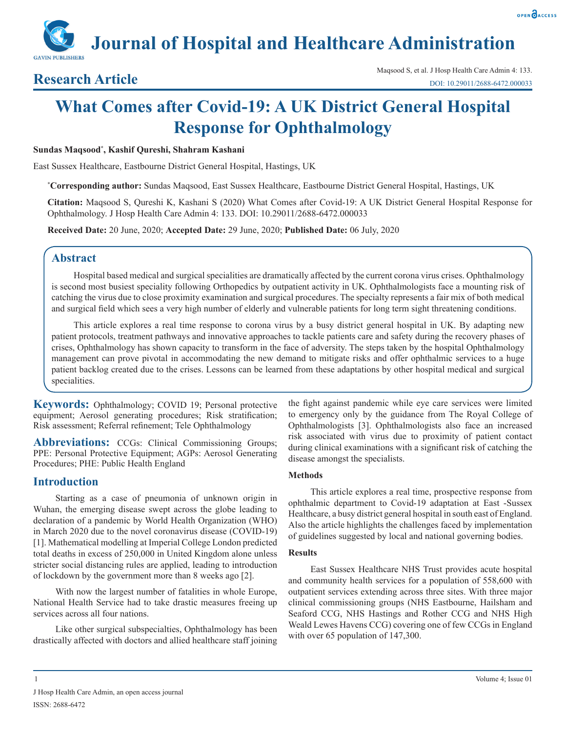# What Comes after Covid-19: A UK District General Hospital Response for Ophthalmology

**Sundas Maqsood***, **Kashif Qureshi**, **Shahram Kashani**

East Sussex Healthcare, Eastbourne District General Hospital, Hastings, UK

***Corresponding author:** Sundas Maqsood, East Sussex Healthcare, Eastbourne District General Hospital, Hastings, UK

**Citation:** Maqsood S, Qureshi K, Kashani S (2020) What Comes after Covid-19: A UK District General Hospital Response for Ophthalmology. J Hosp Health Care Admin 4: 133. DOI: 10.29011/2688-6472.000033

**Received Date:** 20 June, 2020; **Accepted Date:** 29 June, 2020; **Published Date:** 06 July, 2020

## Abstract

Hospital based medical and surgical specialities are dramatically affected by the current corona virus crises. Ophthalmology is second most busiest speciality following Orthopedics by outpatient activity in UK. Ophthalmologists face a mounting risk of catching the virus due to close proximity examination and surgical procedures. The specialty represents a fair mix of both medical and surgical field which sees a very high number of elderly and vulnerable patients for long term sight threatening conditions.

This article explores a real time response to corona virus by a busy district general hospital in UK. By adapting new patient protocols, treatment pathways and innovative approaches to tackle patients care and safety during the recovery phases of crises, Ophthalmology has shown capacity to transform in the face of adversity. The steps taken by the hospital Ophthalmology management can prove pivotal in accommodating the new demand to mitigate risks and offer ophthalmic services to a huge patient backlog created due to the crises. Lessons can be learned from these adaptations by other hospital medical and surgical specialities.

**Keywords:** Ophthalmology; COVID 19; Personal protective equipment; Aerosol generating procedures; Risk stratification; Risk assessment; Referral refinement; Tele Ophthalmology

**Abbreviations:** CCGs: Clinical Commissioning Groups; PPE: Personal Protective Equipment; AGPs: Aerosol Generating Procedures; PHE: Public Health England

## Introduction

Starting as a case of pneumonia of unknown origin in Wuhan, the emerging disease swept across the globe leading to declaration of a pandemic by World Health Organization (WHO) in March 2020 due to the novel coronavirus disease (COVID-19) [1]. Mathematical modelling at Imperial College London predicted total deaths in excess of 250,000 in United Kingdom alone unless stricter social distancing rules are applied, leading to introduction of lockdown by the government more than 8 weeks ago [2].

With now the largest number of fatalities in whole Europe, National Health Service had to take drastic measures freeing up services across all four nations.

Like other surgical subspecialties, Ophthalmology has been drastically affected with doctors and allied healthcare staff joining the fight against pandemic while eye care services were limited to emergency only by the guidance from The Royal College of Ophthalmologists [3]. Ophthalmologists also face an increased risk associated with virus due to proximity of patient contact during clinical examinations with a significant risk of catching the disease amongst the specialists.

### Methods

This article explores a real time, prospective response from ophthalmic department to Covid-19 adaptation at East -Sussex Healthcare, a busy district general hospital in south east of England. Also the article highlights the challenges faced by implementation of guidelines suggested by local and national governing bodies.

### Results

East Sussex Healthcare NHS Trust provides acute hospital and community health services for a population of 558,600 with outpatient services extending across three sites. With three major clinical commissioning groups (NHS Eastbourne, Hailsham and Seaford CCG, NHS Hastings and Rother CCG and NHS High Weald Lewes Havens CCG) covering one of few CCGs in England with over 65 population of 147,300.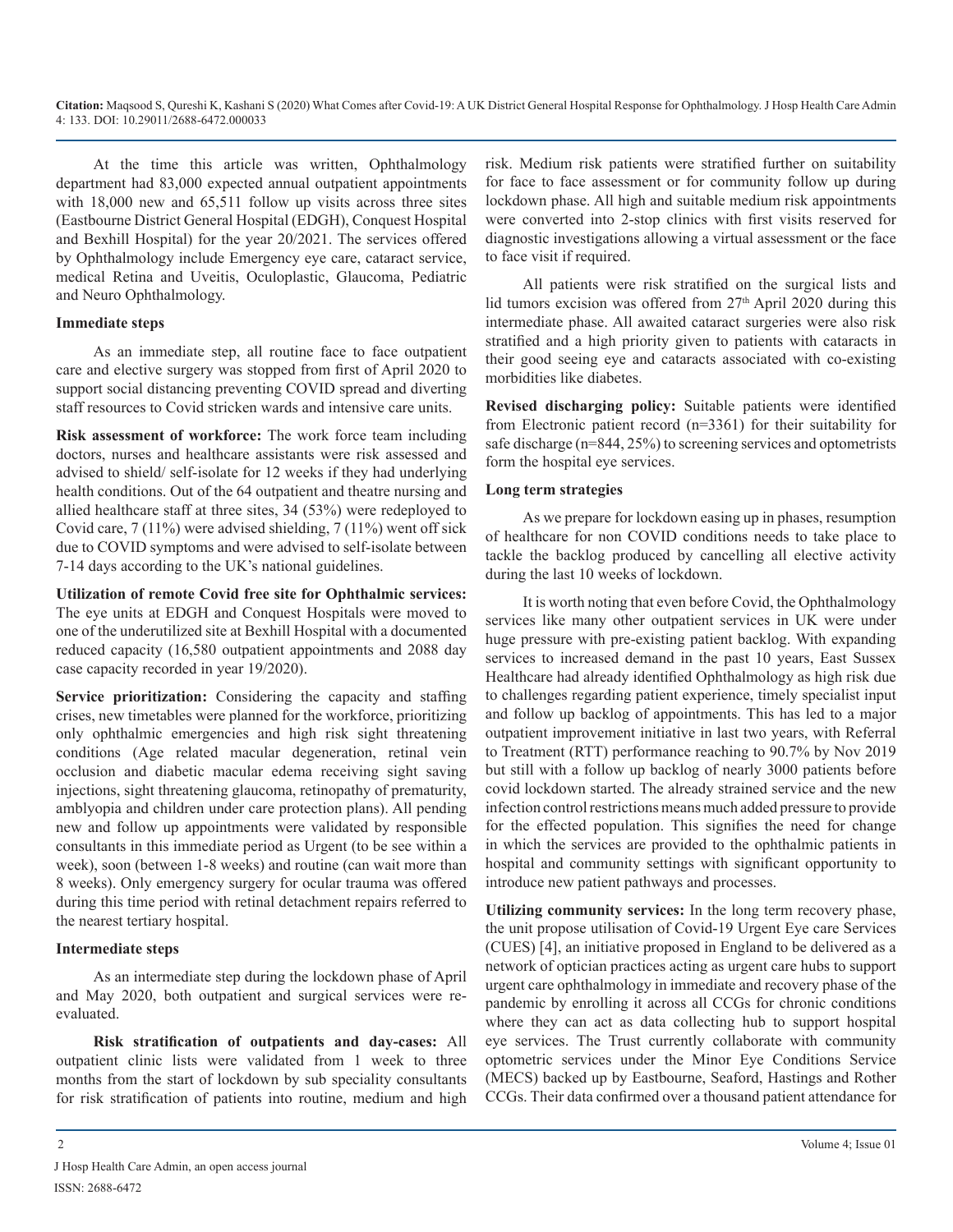At the time this article was written, Ophthalmology department had 83,000 expected annual outpatient appointments with 18,000 new and 65,511 follow up visits across three sites (Eastbourne District General Hospital (EDGH), Conquest Hospital and Bexhill Hospital) for the year 20/2021. The services offered by Ophthalmology include Emergency eye care, cataract service, medical Retina and Uveitis, Oculoplastic, Glaucoma, Pediatric and Neuro Ophthalmology.

### Immediate steps

As an immediate step, all routine face to face outpatient care and elective surgery was stopped from first of April 2020 to support social distancing preventing COVID spread and diverting staff resources to Covid stricken wards and intensive care units.

**Risk assessment of workforce:** The work force team including doctors, nurses and healthcare assistants were risk assessed and advised to shield/ self-isolate for 12 weeks if they had underlying health conditions. Out of the 64 outpatient and theatre nursing and allied healthcare staff at three sites, 34 (53%) were redeployed to Covid care, 7 (11%) were advised shielding, 7 (11%) went off sick due to COVID symptoms and were advised to self-isolate between 7-14 days according to the UK's national guidelines.

**Utilization of remote Covid free site for Ophthalmic services:** The eye units at EDGH and Conquest Hospitals were moved to one of the underutilized site at Bexhill Hospital with a documented reduced capacity (16,580 outpatient appointments and 2088 day case capacity recorded in year 19/2020).

**Service prioritization:** Considering the capacity and staffing crises, new timetables were planned for the workforce, prioritizing only ophthalmic emergencies and high risk sight threatening conditions (Age related macular degeneration, retinal vein occlusion and diabetic macular edema receiving sight saving injections, sight threatening glaucoma, retinopathy of prematurity, amblyopia and children under care protection plans). All pending new and follow up appointments were validated by responsible consultants in this immediate period as Urgent (to be see within a week), soon (between 1-8 weeks) and routine (can wait more than 8 weeks). Only emergency surgery for ocular trauma was offered during this time period with retinal detachment repairs referred to the nearest tertiary hospital.

### Intermediate steps

As an intermediate step during the lockdown phase of April and May 2020, both outpatient and surgical services were re-evaluated.

**Risk stratification of outpatients and day-cases:** All outpatient clinic lists were validated from 1 week to three months from the start of lockdown by sub speciality consultants for risk stratification of patients into routine, medium and high risk. Medium risk patients were stratified further on suitability for face to face assessment or for community follow up during lockdown phase. All high and suitable medium risk appointments were converted into 2-stop clinics with first visits reserved for diagnostic investigations allowing a virtual assessment or the face to face visit if required.

All patients were risk stratified on the surgical lists and lid tumors excision was offered from 27th April 2020 during this intermediate phase. All awaited cataract surgeries were also risk stratified and a high priority given to patients with cataracts in their good seeing eye and cataracts associated with co-existing morbidities like diabetes.

**Revised discharging policy:** Suitable patients were identified from Electronic patient record (n=3361) for their suitability for safe discharge (n=844, 25%) to screening services and optometrists form the hospital eye services.

### Long term strategies

As we prepare for lockdown easing up in phases, resumption of healthcare for non COVID conditions needs to take place to tackle the backlog produced by cancelling all elective activity during the last 10 weeks of lockdown.

It is worth noting that even before Covid, the Ophthalmology services like many other outpatient services in UK were under huge pressure with pre-existing patient backlog. With expanding services to increased demand in the past 10 years, East Sussex Healthcare had already identified Ophthalmology as high risk due to challenges regarding patient experience, timely specialist input and follow up backlog of appointments. This has led to a major outpatient improvement initiative in last two years, with Referral to Treatment (RTT) performance reaching to 90.7% by Nov 2019 but still with a follow up backlog of nearly 3000 patients before covid lockdown started. The already strained service and the new infection control restrictions means much added pressure to provide for the effected population. This signifies the need for change in which the services are provided to the ophthalmic patients in hospital and community settings with significant opportunity to introduce new patient pathways and processes.

**Utilizing community services:** In the long term recovery phase, the unit propose utilisation of Covid-19 Urgent Eye care Services (CUES) [4], an initiative proposed in England to be delivered as a network of optician practices acting as urgent care hubs to support urgent care ophthalmology in immediate and recovery phase of the pandemic by enrolling it across all CCGs for chronic conditions where they can act as data collecting hub to support hospital eye services. The Trust currently collaborate with community optometric services under the Minor Eye Conditions Service (MECS) backed up by Eastbourne, Seaford, Hastings and Rother CCGs. Their data confirmed over a thousand patient attendance for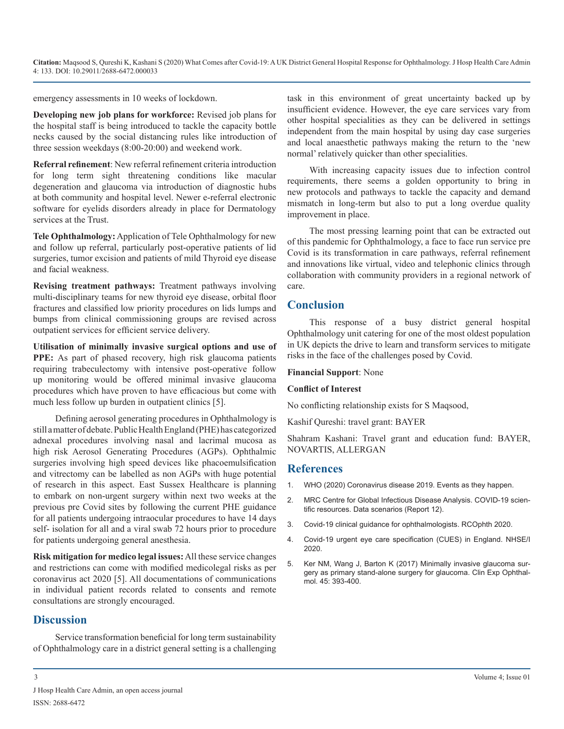emergency assessments in 10 weeks of lockdown.

**Developing new job plans for workforce:** Revised job plans for the hospital staff is being introduced to tackle the capacity bottle necks caused by the social distancing rules like introduction of three session weekdays (8:00-20:00) and weekend work.

**Referral refinement**: New referral refinement criteria introduction for long term sight threatening conditions like macular degeneration and glaucoma via introduction of diagnostic hubs at both community and hospital level. Newer e-referral electronic software for eyelids disorders already in place for Dermatology services at the Trust.

**Tele Ophthalmology:** Application of Tele Ophthalmology for new and follow up referral, particularly post-operative patients of lid surgeries, tumor excision and patients of mild Thyroid eye disease and facial weakness.

**Revising treatment pathways:** Treatment pathways involving multi-disciplinary teams for new thyroid eye disease, orbital floor fractures and classified low priority procedures on lids lumps and bumps from clinical commissioning groups are revised across outpatient services for efficient service delivery.

**Utilisation of minimally invasive surgical options and use of PPE:** As part of phased recovery, high risk glaucoma patients requiring trabeculectomy with intensive post-operative follow up monitoring would be offered minimal invasive glaucoma procedures which have proven to have efficacious but come with much less follow up burden in outpatient clinics [5].

Defining aerosol generating procedures in Ophthalmology is still a matter of debate. Public Health England (PHE) has categorized adnexal procedures involving nasal and lacrimal mucosa as high risk Aerosol Generating Procedures (AGPs). Ophthalmic surgeries involving high speed devices like phacoemulsification and vitrectomy can be labelled as non AGPs with huge potential of research in this aspect. East Sussex Healthcare is planning to embark on non-urgent surgery within next two weeks at the previous pre Covid sites by following the current PHE guidance for all patients undergoing intraocular procedures to have 14 days self- isolation for all and a viral swab 72 hours prior to procedure for patients undergoing general anesthesia.

**Risk mitigation for medico legal issues:** All these service changes and restrictions can come with modified medicolegal risks as per coronavirus act 2020 [5]. All documentations of communications in individual patient records related to consents and remote consultations are strongly encouraged.

## Discussion

Service transformation beneficial for long term sustainability of Ophthalmology care in a district general setting is a challenging task in this environment of great uncertainty backed up by insufficient evidence. However, the eye care services vary from other hospital specialities as they can be delivered in settings independent from the main hospital by using day case surgeries and local anaesthetic pathways making the return to the 'new normal' relatively quicker than other specialities.

With increasing capacity issues due to infection control requirements, there seems a golden opportunity to bring in new protocols and pathways to tackle the capacity and demand mismatch in long-term but also to put a long overdue quality improvement in place.

The most pressing learning point that can be extracted out of this pandemic for Ophthalmology, a face to face run service pre Covid is its transformation in care pathways, referral refinement and innovations like virtual, video and telephonic clinics through collaboration with community providers in a regional network of care.

## Conclusion

This response of a busy district general hospital Ophthalmology unit catering for one of the most oldest population in UK depicts the drive to learn and transform services to mitigate risks in the face of the challenges posed by Covid.

**Financial Support**: None

**Conflict of Interest**

No conflicting relationship exists for S Maqsood,

Kashif Qureshi: travel grant: BAYER

Shahram Kashani: Travel grant and education fund: BAYER, NOVARTIS, ALLERGAN

## References

1. WHO (2020) Coronavirus disease 2019. Events as they happen.
2. MRC Centre for Global Infectious Disease Analysis. COVID-19 scientific resources. Data scenarios (Report 12).
3. Covid-19 clinical guidance for ophthalmologists. RCOphth 2020.
4. Covid-19 urgent eye care specification (CUES) in England. NHSE/I 2020.
5. Ker NM, Wang J, Barton K (2017) Minimally invasive glaucoma surgery as primary stand-alone surgery for glaucoma. Clin Exp Ophthalmol. 45: 393-400.